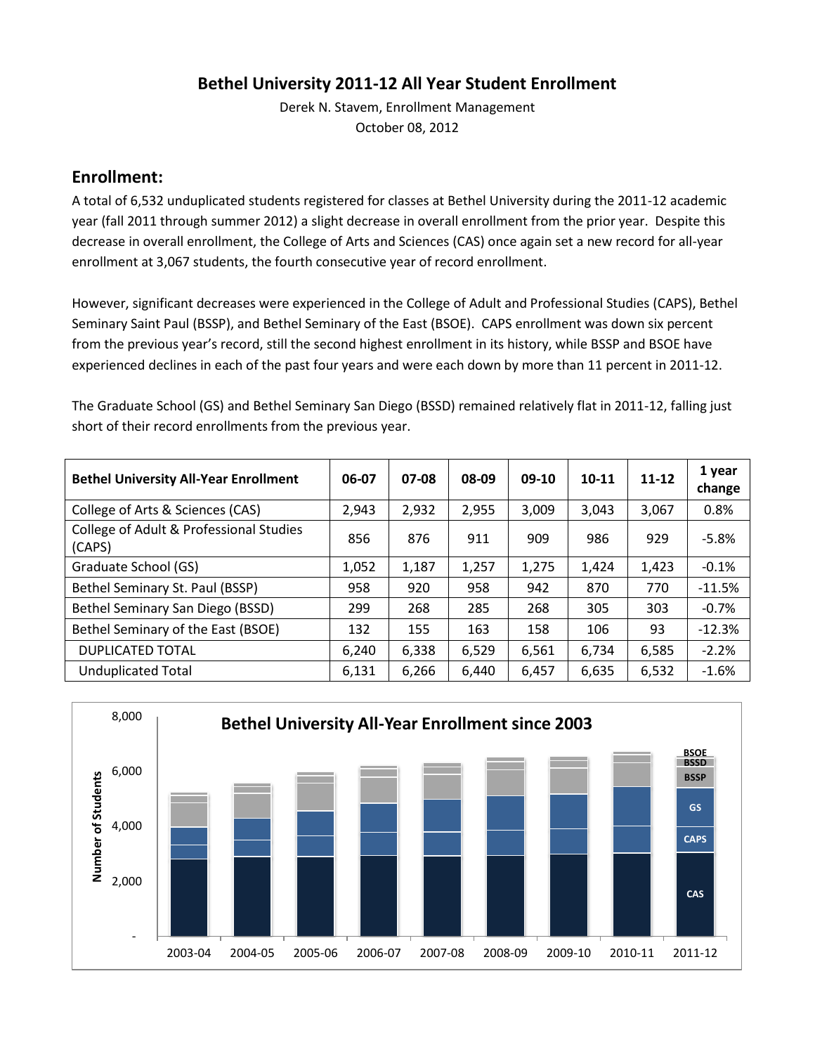# Bethel University 2011-12 All Year Student Enrollment

Derek N. Stavem, Enrollment Management
October 08, 2012

## Enrollment:

A total of 6,532 unduplicated students registered for classes at Bethel University during the 2011-12 academic year (fall 2011 through summer 2012) a slight decrease in overall enrollment from the prior year. Despite this decrease in overall enrollment, the College of Arts and Sciences (CAS) once again set a new record for all-year enrollment at 3,067 students, the fourth consecutive year of record enrollment.

However, significant decreases were experienced in the College of Adult and Professional Studies (CAPS), Bethel Seminary Saint Paul (BSSP), and Bethel Seminary of the East (BSOE). CAPS enrollment was down six percent from the previous year's record, still the second highest enrollment in its history, while BSSP and BSOE have experienced declines in each of the past four years and were each down by more than 11 percent in 2011-12.

The Graduate School (GS) and Bethel Seminary San Diego (BSSD) remained relatively flat in 2011-12, falling just short of their record enrollments from the previous year.

| Bethel University All-Year Enrollment | 06-07 | 07-08 | 08-09 | 09-10 | 10-11 | 11-12 | 1 year change |
|---|---|---|---|---|---|---|---|
| College of Arts & Sciences (CAS) | 2,943 | 2,932 | 2,955 | 3,009 | 3,043 | 3,067 | 0.8% |
| College of Adult & Professional Studies (CAPS) | 856 | 876 | 911 | 909 | 986 | 929 | -5.8% |
| Graduate School (GS) | 1,052 | 1,187 | 1,257 | 1,275 | 1,424 | 1,423 | -0.1% |
| Bethel Seminary St. Paul (BSSP) | 958 | 920 | 958 | 942 | 870 | 770 | -11.5% |
| Bethel Seminary San Diego (BSSD) | 299 | 268 | 285 | 268 | 305 | 303 | -0.7% |
| Bethel Seminary of the East (BSOE) | 132 | 155 | 163 | 158 | 106 | 93 | -12.3% |
| DUPLICATED TOTAL | 6,240 | 6,338 | 6,529 | 6,561 | 6,734 | 6,585 | -2.2% |
| Unduplicated Total | 6,131 | 6,266 | 6,440 | 6,457 | 6,635 | 6,532 | -1.6% |

**Bethel University All-Year Enrollment since 2003**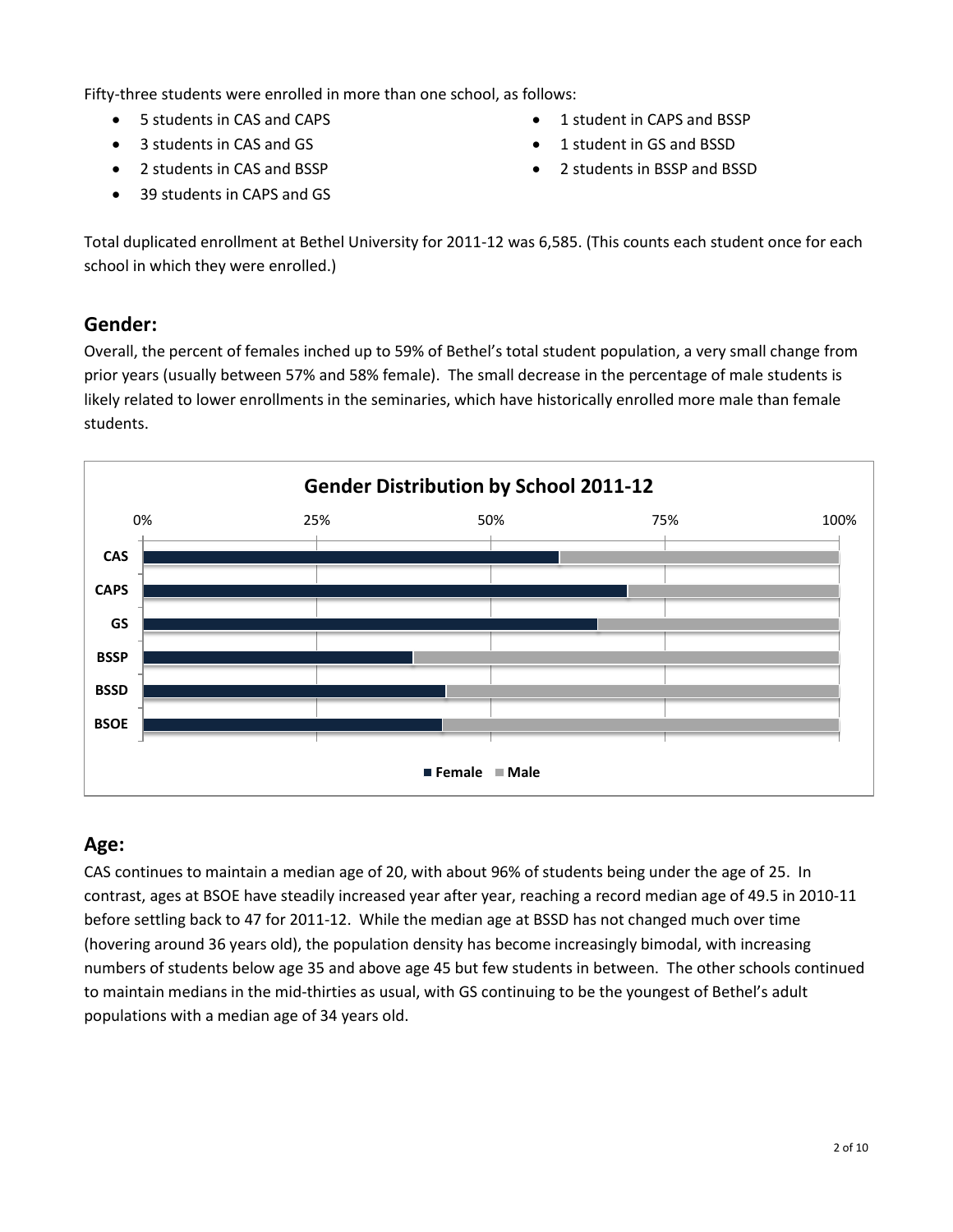Fifty-three students were enrolled in more than one school, as follows:

- 5 students in CAS and CAPS
- 3 students in CAS and GS
- 2 students in CAS and BSSP
- 39 students in CAPS and GS
- 1 student in CAPS and BSSP
- 1 student in GS and BSSD
- 2 students in BSSP and BSSD

Total duplicated enrollment at Bethel University for 2011-12 was 6,585. (This counts each student once for each school in which they were enrolled.)

## Gender:

Overall, the percent of females inched up to 59% of Bethel's total student population, a very small change from prior years (usually between 57% and 58% female). The small decrease in the percentage of male students is likely related to lower enrollments in the seminaries, which have historically enrolled more male than female students.

**Gender Distribution by School 2011-12**

## Age:

CAS continues to maintain a median age of 20, with about 96% of students being under the age of 25. In contrast, ages at BSOE have steadily increased year after year, reaching a record median age of 49.5 in 2010-11 before settling back to 47 for 2011-12. While the median age at BSSD has not changed much over time (hovering around 36 years old), the population density has become increasingly bimodal, with increasing numbers of students below age 35 and above age 45 but few students in between. The other schools continued to maintain medians in the mid-thirties as usual, with GS continuing to be the youngest of Bethel's adult populations with a median age of 34 years old.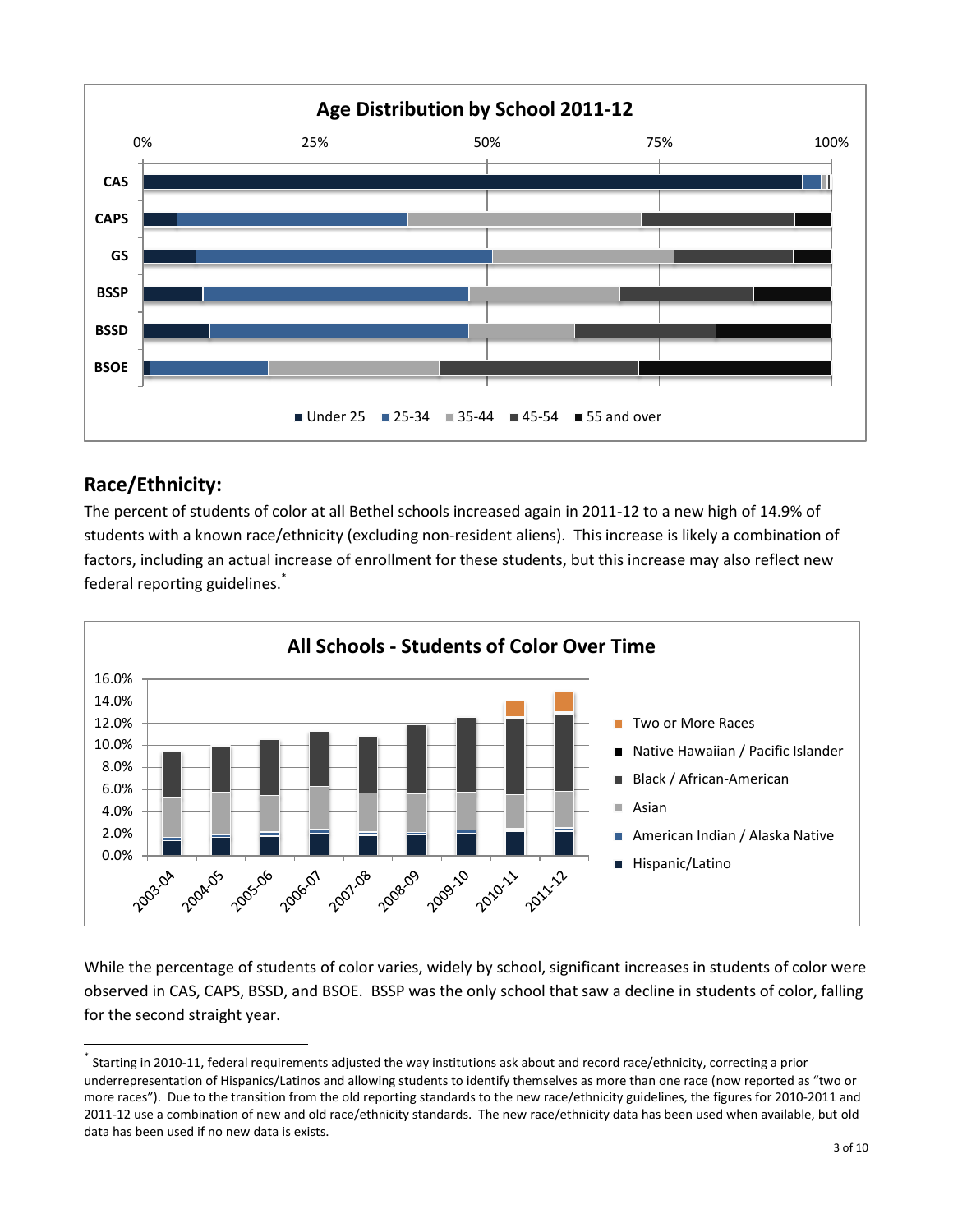## Race/Ethnicity:

The percent of students of color at all Bethel schools increased again in 2011-12 to a new high of 14.9% of students with a known race/ethnicity (excluding non-resident aliens). This increase is likely a combination of factors, including an actual increase of enrollment for these students, but this increase may also reflect new federal reporting guidelines.*

While the percentage of students of color varies, widely by school, significant increases in students of color were observed in CAS, CAPS, BSSD, and BSOE. BSSP was the only school that saw a decline in students of color, falling for the second straight year.

---

* Starting in 2010-11, federal requirements adjusted the way institutions ask about and record race/ethnicity, correcting a prior underrepresentation of Hispanics/Latinos and allowing students to identify themselves as more than one race (now reported as "two or more races"). Due to the transition from the old reporting standards to the new race/ethnicity guidelines, the figures for 2010-2011 and 2011-12 use a combination of new and old race/ethnicity standards. The new race/ethnicity data has been used when available, but old data has been used if no new data is exists.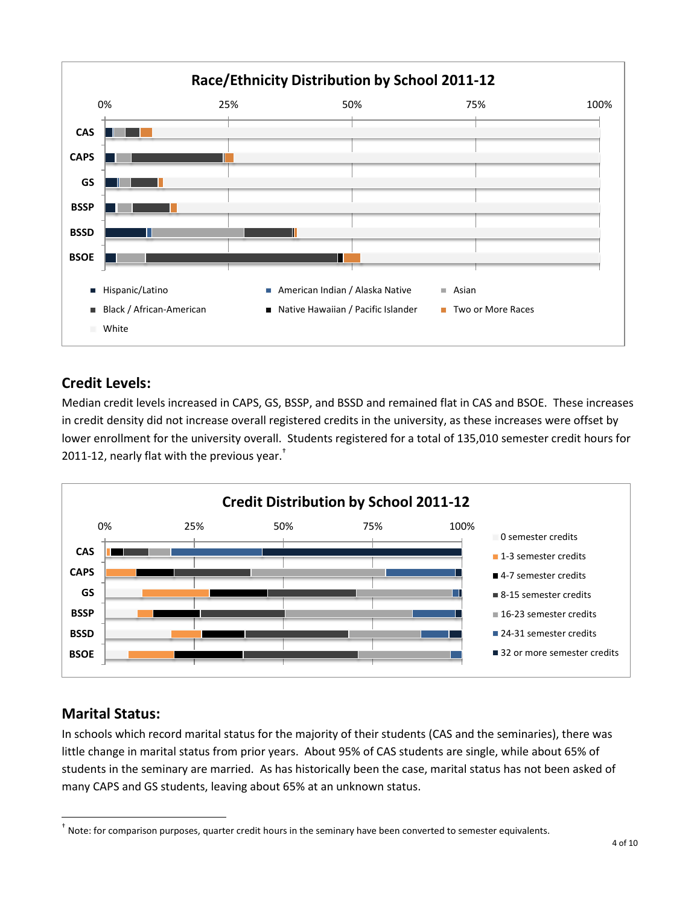**Race/Ethnicity Distribution by School 2011-12**

0% 25% 50% 75% 100%

CAS
CAPS
GS
BSSP
BSSD
BSOE

- Hispanic/Latino
- American Indian / Alaska Native
- Asian
- Black / African-American
- Native Hawaiian / Pacific Islander
- Two or More Races
- White

## Credit Levels:

Median credit levels increased in CAPS, GS, BSSP, and BSSD and remained flat in CAS and BSOE. These increases in credit density did not increase overall registered credits in the university, as these increases were offset by lower enrollment for the university overall. Students registered for a total of 135,010 semester credit hours for 2011-12, nearly flat with the previous year.[†]

**Credit Distribution by School 2011-12**

0% 25% 50% 75% 100%

CAS
CAPS
GS
BSSP
BSSD
BSOE

- 0 semester credits
- 1-3 semester credits
- 4-7 semester credits
- 8-15 semester credits
- 16-23 semester credits
- 24-31 semester credits
- 32 or more semester credits

## Marital Status:

In schools which record marital status for the majority of their students (CAS and the seminaries), there was little change in marital status from prior years. About 95% of CAS students are single, while about 65% of students in the seminary are married. As has historically been the case, marital status has not been asked of many CAPS and GS students, leaving about 65% at an unknown status.

[†] Note: for comparison purposes, quarter credit hours in the seminary have been converted to semester equivalents.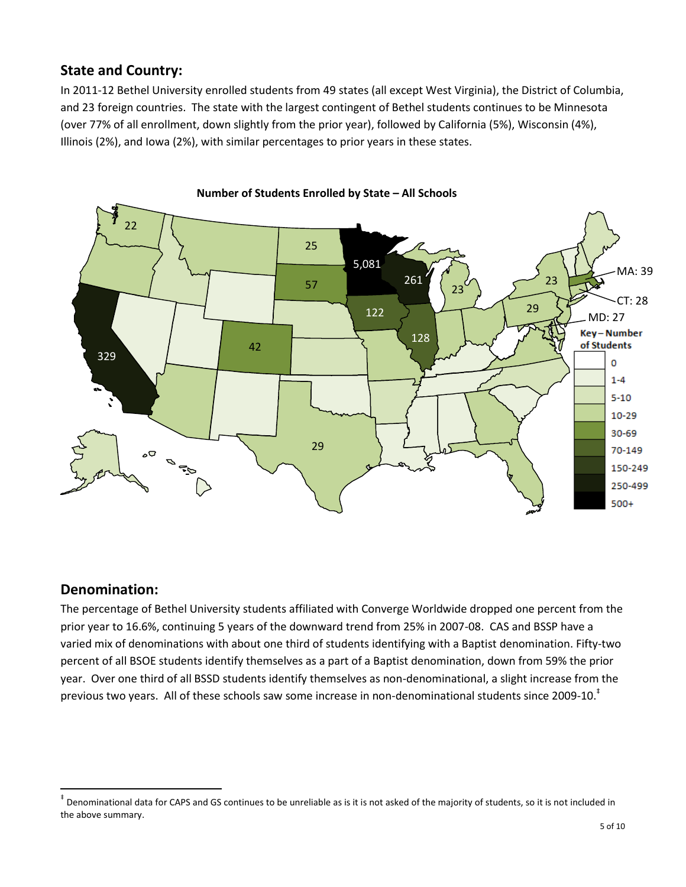## State and Country:

In 2011-12 Bethel University enrolled students from 49 states (all except West Virginia), the District of Columbia, and 23 foreign countries. The state with the largest contingent of Bethel students continues to be Minnesota (over 77% of all enrollment, down slightly from the prior year), followed by California (5%), Wisconsin (4%), Illinois (2%), and Iowa (2%), with similar percentages to prior years in these states.

**Number of Students Enrolled by State – All Schools**

## Denomination:

The percentage of Bethel University students affiliated with Converge Worldwide dropped one percent from the prior year to 16.6%, continuing 5 years of the downward trend from 25% in 2007-08. CAS and BSSP have a varied mix of denominations with about one third of students identifying with a Baptist denomination. Fifty-two percent of all BSOE students identify themselves as a part of a Baptist denomination, down from 59% the prior year. Over one third of all BSSD students identify themselves as non-denominational, a slight increase from the previous two years. All of these schools saw some increase in non-denominational students since 2009-10.‡

‡ Denominational data for CAPS and GS continues to be unreliable as is it is not asked of the majority of students, so it is not included in the above summary.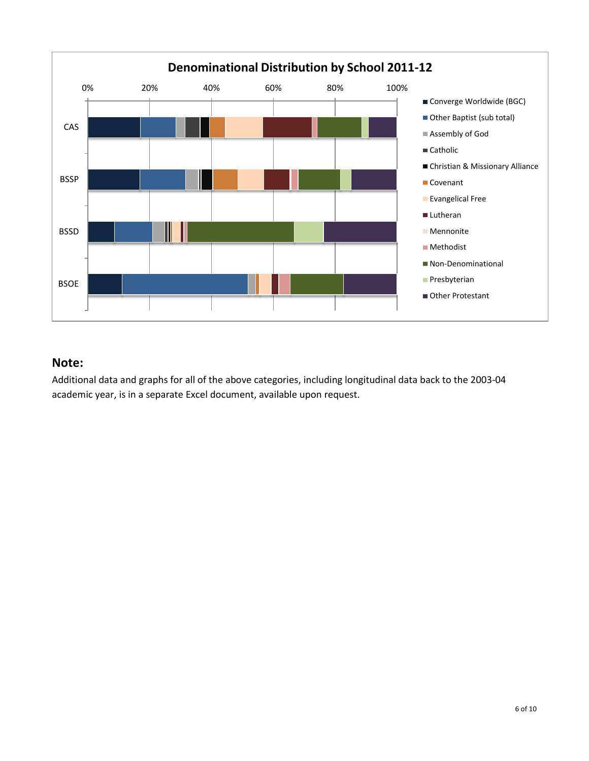**Denominational Distribution by School 2011-12**

## Note:

Additional data and graphs for all of the above categories, including longitudinal data back to the 2003-04 academic year, is in a separate Excel document, available upon request.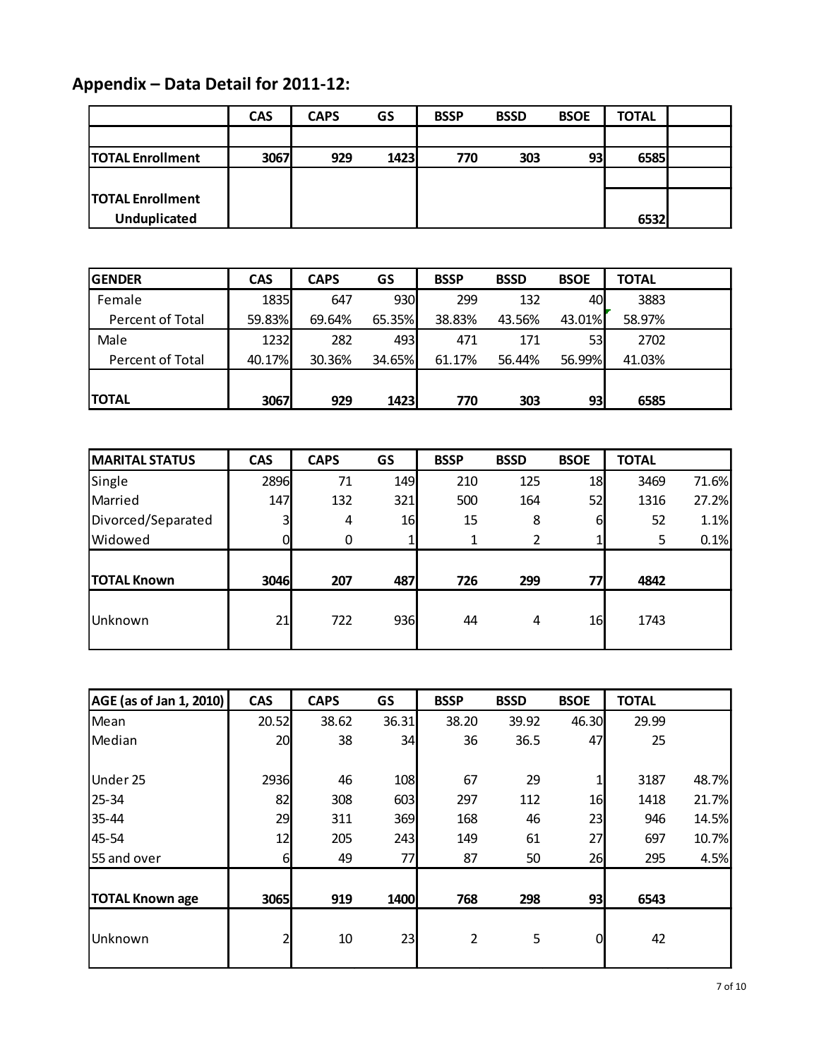## Appendix – Data Detail for 2011-12:

| | CAS | CAPS | GS | BSSP | BSSD | BSOE | TOTAL | |
|---|---|---|---|---|---|---|---|---|
| | | | | | | | | |
| **TOTAL Enrollment** | **3067** | **929** | **1423** | **770** | **303** | **93** | **6585** | |
| | | | | | | | | |
| **TOTAL Enrollment Unduplicated** | | | | | | | **6532** | |

| GENDER | CAS | CAPS | GS | BSSP | BSSD | BSOE | TOTAL |
|---|---|---|---|---|---|---|---|
| Female | 1835 | 647 | 930 | 299 | 132 | 40 | 3883 |
| Percent of Total | 59.83% | 69.64% | 65.35% | 38.83% | 43.56% | 43.01% | 58.97% |
| Male | 1232 | 282 | 493 | 471 | 171 | 53 | 2702 |
| Percent of Total | 40.17% | 30.36% | 34.65% | 61.17% | 56.44% | 56.99% | 41.03% |
| **TOTAL** | **3067** | **929** | **1423** | **770** | **303** | **93** | **6585** |

| MARITAL STATUS | CAS | CAPS | GS | BSSP | BSSD | BSOE | TOTAL | |
|---|---|---|---|---|---|---|---|---|
| Single | 2896 | 71 | 149 | 210 | 125 | 18 | 3469 | 71.6% |
| Married | 147 | 132 | 321 | 500 | 164 | 52 | 1316 | 27.2% |
| Divorced/Separated | 3 | 4 | 16 | 15 | 8 | 6 | 52 | 1.1% |
| Widowed | 0 | 0 | 1 | 1 | 2 | 1 | 5 | 0.1% |
| **TOTAL Known** | **3046** | **207** | **487** | **726** | **299** | **77** | **4842** | |
| Unknown | 21 | 722 | 936 | 44 | 4 | 16 | 1743 | |

| AGE (as of Jan 1, 2010) | CAS | CAPS | GS | BSSP | BSSD | BSOE | TOTAL | |
|---|---|---|---|---|---|---|---|---|
| Mean | 20.52 | 38.62 | 36.31 | 38.20 | 39.92 | 46.30 | 29.99 | |
| Median | 20 | 38 | 34 | 36 | 36.5 | 47 | 25 | |
| Under 25 | 2936 | 46 | 108 | 67 | 29 | 1 | 3187 | 48.7% |
| 25-34 | 82 | 308 | 603 | 297 | 112 | 16 | 1418 | 21.7% |
| 35-44 | 29 | 311 | 369 | 168 | 46 | 23 | 946 | 14.5% |
| 45-54 | 12 | 205 | 243 | 149 | 61 | 27 | 697 | 10.7% |
| 55 and over | 6 | 49 | 77 | 87 | 50 | 26 | 295 | 4.5% |
| **TOTAL Known age** | **3065** | **919** | **1400** | **768** | **298** | **93** | **6543** | |
| Unknown | 2 | 10 | 23 | 2 | 5 | 0 | 42 | |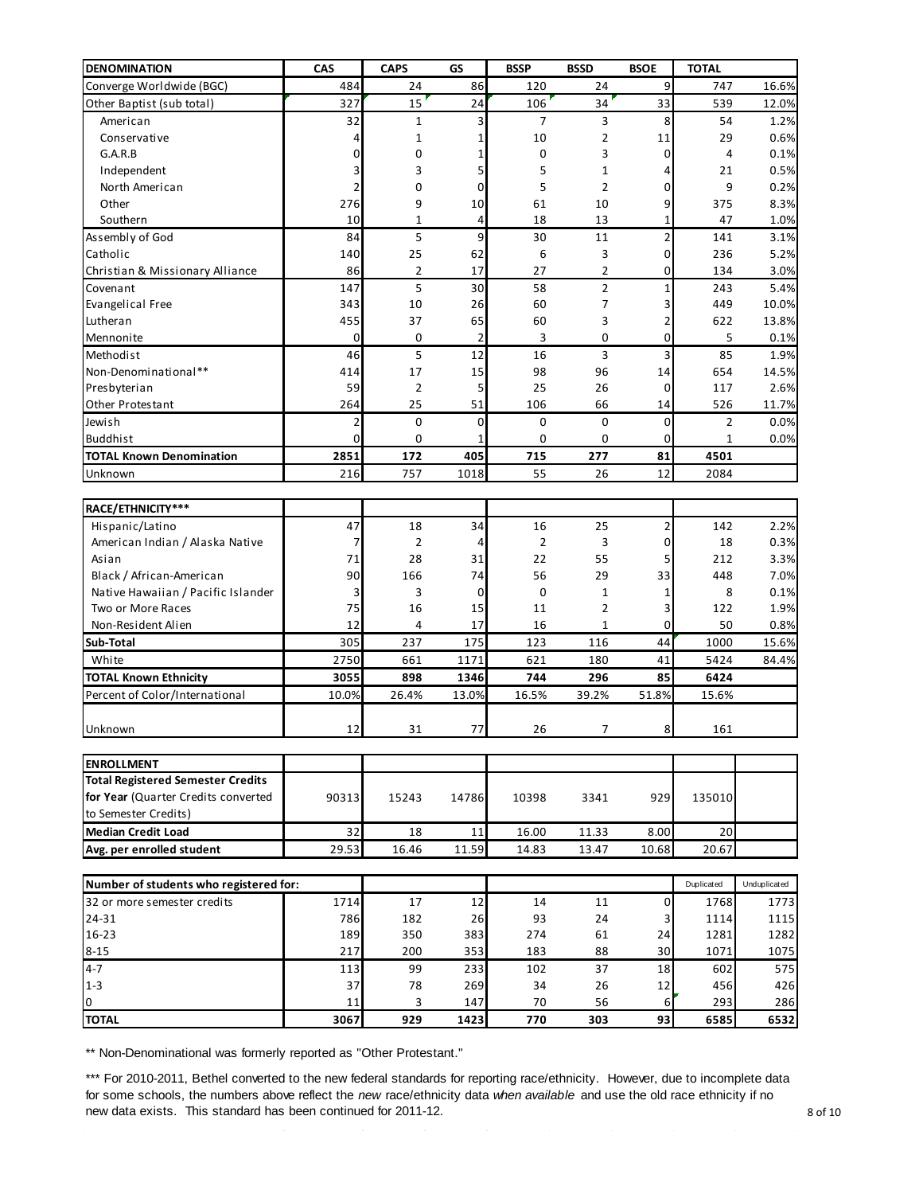| DENOMINATION | CAS | CAPS | GS | BSSP | BSSD | BSOE | TOTAL | |
|---|---|---|---|---|---|---|---|---|
| Converge Worldwide (BGC) | 484 | 24 | 86 | 120 | 24 | 9 | 747 | 16.6% |
| Other Baptist (sub total) | 327 | 15 | 24 | 106 | 34 | 33 | 539 | 12.0% |
| American | 32 | 1 | 3 | 7 | 3 | 8 | 54 | 1.2% |
| Conservative | 4 | 1 | 1 | 10 | 2 | 11 | 29 | 0.6% |
| G.A.R.B | 0 | 0 | 1 | 0 | 3 | 0 | 4 | 0.1% |
| Independent | 3 | 3 | 5 | 5 | 1 | 4 | 21 | 0.5% |
| North American | 2 | 0 | 0 | 5 | 2 | 0 | 9 | 0.2% |
| Other | 276 | 9 | 10 | 61 | 10 | 9 | 375 | 8.3% |
| Southern | 10 | 1 | 4 | 18 | 13 | 1 | 47 | 1.0% |
| Assembly of God | 84 | 5 | 9 | 30 | 11 | 2 | 141 | 3.1% |
| Catholic | 140 | 25 | 62 | 6 | 3 | 0 | 236 | 5.2% |
| Christian & Missionary Alliance | 86 | 2 | 17 | 27 | 2 | 0 | 134 | 3.0% |
| Covenant | 147 | 5 | 30 | 58 | 2 | 1 | 243 | 5.4% |
| Evangelical Free | 343 | 10 | 26 | 60 | 7 | 3 | 449 | 10.0% |
| Lutheran | 455 | 37 | 65 | 60 | 3 | 2 | 622 | 13.8% |
| Mennonite | 0 | 0 | 2 | 3 | 0 | 0 | 5 | 0.1% |
| Methodist | 46 | 5 | 12 | 16 | 3 | 3 | 85 | 1.9% |
| Non-Denominational** | 414 | 17 | 15 | 98 | 96 | 14 | 654 | 14.5% |
| Presbyterian | 59 | 2 | 5 | 25 | 26 | 0 | 117 | 2.6% |
| Other Protestant | 264 | 25 | 51 | 106 | 66 | 14 | 526 | 11.7% |
| Jewish | 2 | 0 | 0 | 0 | 0 | 0 | 2 | 0.0% |
| Buddhist | 0 | 0 | 1 | 0 | 0 | 0 | 1 | 0.0% |
| **TOTAL Known Denomination** | **2851** | **172** | **405** | **715** | **277** | **81** | **4501** | |
| Unknown | 216 | 757 | 1018 | 55 | 26 | 12 | 2084 | |

| RACE/ETHNICITY*** | CAS | CAPS | GS | BSSP | BSSD | BSOE | TOTAL | |
|---|---|---|---|---|---|---|---|---|
| Hispanic/Latino | 47 | 18 | 34 | 16 | 25 | 2 | 142 | 2.2% |
| American Indian / Alaska Native | 7 | 2 | 4 | 2 | 3 | 0 | 18 | 0.3% |
| Asian | 71 | 28 | 31 | 22 | 55 | 5 | 212 | 3.3% |
| Black / African-American | 90 | 166 | 74 | 56 | 29 | 33 | 448 | 7.0% |
| Native Hawaiian / Pacific Islander | 3 | 3 | 0 | 0 | 1 | 1 | 8 | 0.1% |
| Two or More Races | 75 | 16 | 15 | 11 | 2 | 3 | 122 | 1.9% |
| Non-Resident Alien | 12 | 4 | 17 | 16 | 1 | 0 | 50 | 0.8% |
| **Sub-Total** | 305 | 237 | 175 | 123 | 116 | 44 | 1000 | 15.6% |
| White | 2750 | 661 | 1171 | 621 | 180 | 41 | 5424 | 84.4% |
| **TOTAL Known Ethnicity** | **3055** | **898** | **1346** | **744** | **296** | **85** | **6424** | |
| Percent of Color/International | 10.0% | 26.4% | 13.0% | 16.5% | 39.2% | 51.8% | 15.6% | |
| Unknown | 12 | 31 | 77 | 26 | 7 | 8 | 161 | |

| ENROLLMENT | CAS | CAPS | GS | BSSP | BSSD | BSOE | TOTAL | |
|---|---|---|---|---|---|---|---|---|
| **Total Registered Semester Credits for Year** (Quarter Credits converted to Semester Credits) | 90313 | 15243 | 14786 | 10398 | 3341 | 929 | 135010 | |
| **Median Credit Load** | 32 | 18 | 11 | 16.00 | 11.33 | 8.00 | 20 | |
| **Avg. per enrolled student** | 29.53 | 16.46 | 11.59 | 14.83 | 13.47 | 10.68 | 20.67 | |

| Number of students who registered for: | CAS | CAPS | GS | BSSP | BSSD | BSOE | Duplicated | Unduplicated |
|---|---|---|---|---|---|---|---|---|
| 32 or more semester credits | 1714 | 17 | 12 | 14 | 11 | 0 | 1768 | 1773 |
| 24-31 | 786 | 182 | 26 | 93 | 24 | 3 | 1114 | 1115 |
| 16-23 | 189 | 350 | 383 | 274 | 61 | 24 | 1281 | 1282 |
| 8-15 | 217 | 200 | 353 | 183 | 88 | 30 | 1071 | 1075 |
| 4-7 | 113 | 99 | 233 | 102 | 37 | 18 | 602 | 575 |
| 1-3 | 37 | 78 | 269 | 34 | 26 | 12 | 456 | 426 |
| 0 | 11 | 3 | 147 | 70 | 56 | 6 | 293 | 286 |
| **TOTAL** | **3067** | **929** | **1423** | **770** | **303** | **93** | **6585** | **6532** |

** Non-Denominational was formerly reported as "Other Protestant."

*** For 2010-2011, Bethel converted to the new federal standards for reporting race/ethnicity. However, due to incomplete data for some schools, the numbers above reflect the *new* race/ethnicity data *when available* and use the old race ethnicity if no new data exists. This standard has been continued for 2011-12.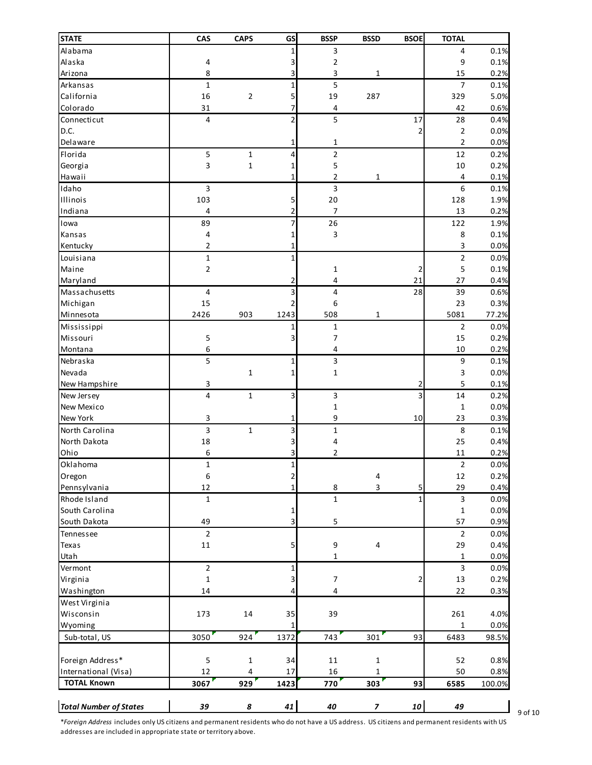| STATE | CAS | CAPS | GS | BSSP | BSSD | BSOE | TOTAL | |
|---|---|---|---|---|---|---|---|---|
| Alabama | | | 1 | 3 | | | 4 | 0.1% |
| Alaska | 4 | | 3 | 2 | | | 9 | 0.1% |
| Arizona | 8 | | 3 | 3 | 1 | | 15 | 0.2% |
| Arkansas | 1 | | 1 | 5 | | | 7 | 0.1% |
| California | 16 | 2 | 5 | 19 | 287 | | 329 | 5.0% |
| Colorado | 31 | | 7 | 4 | | | 42 | 0.6% |
| Connecticut | 4 | | 2 | 5 | | 17 | 28 | 0.4% |
| D.C. | | | | | | 2 | 2 | 0.0% |
| Delaware | | | 1 | 1 | | | 2 | 0.0% |
| Florida | 5 | 1 | 4 | 2 | | | 12 | 0.2% |
| Georgia | 3 | 1 | 1 | 5 | | | 10 | 0.2% |
| Hawaii | | | 1 | 2 | 1 | | 4 | 0.1% |
| Idaho | 3 | | | 3 | | | 6 | 0.1% |
| Illinois | 103 | | 5 | 20 | | | 128 | 1.9% |
| Indiana | 4 | | 2 | 7 | | | 13 | 0.2% |
| Iowa | 89 | | 7 | 26 | | | 122 | 1.9% |
| Kansas | 4 | | 1 | 3 | | | 8 | 0.1% |
| Kentucky | 2 | | 1 | | | | 3 | 0.0% |
| Louisiana | 1 | | 1 | | | | 2 | 0.0% |
| Maine | 2 | | | 1 | | 2 | 5 | 0.1% |
| Maryland | | | 2 | 4 | | 21 | 27 | 0.4% |
| Massachusetts | 4 | | 3 | 4 | | 28 | 39 | 0.6% |
| Michigan | 15 | | 2 | 6 | | | 23 | 0.3% |
| Minnesota | 2426 | 903 | 1243 | 508 | 1 | | 5081 | 77.2% |
| Mississippi | | | 1 | 1 | | | 2 | 0.0% |
| Missouri | 5 | | 3 | 7 | | | 15 | 0.2% |
| Montana | 6 | | | 4 | | | 10 | 0.2% |
| Nebraska | 5 | | 1 | 3 | | | 9 | 0.1% |
| Nevada | | 1 | 1 | 1 | | | 3 | 0.0% |
| New Hampshire | 3 | | | | | 2 | 5 | 0.1% |
| New Jersey | 4 | 1 | 3 | 3 | | 3 | 14 | 0.2% |
| New Mexico | | | | 1 | | | 1 | 0.0% |
| New York | 3 | | 1 | 9 | | 10 | 23 | 0.3% |
| North Carolina | 3 | 1 | 3 | 1 | | | 8 | 0.1% |
| North Dakota | 18 | | 3 | 4 | | | 25 | 0.4% |
| Ohio | 6 | | 3 | 2 | | | 11 | 0.2% |
| Oklahoma | 1 | | 1 | | | | 2 | 0.0% |
| Oregon | 6 | | 2 | | 4 | | 12 | 0.2% |
| Pennsylvania | 12 | | 1 | 8 | 3 | 5 | 29 | 0.4% |
| Rhode Island | 1 | | | 1 | | 1 | 3 | 0.0% |
| South Carolina | | | 1 | | | | 1 | 0.0% |
| South Dakota | 49 | | 3 | 5 | | | 57 | 0.9% |
| Tennessee | 2 | | | | | | 2 | 0.0% |
| Texas | 11 | | 5 | 9 | 4 | | 29 | 0.4% |
| Utah | | | | 1 | | | 1 | 0.0% |
| Vermont | 2 | | 1 | | | | 3 | 0.0% |
| Virginia | 1 | | 3 | 7 | | 2 | 13 | 0.2% |
| Washington | 14 | | 4 | 4 | | | 22 | 0.3% |
| West Virginia | | | | | | | | |
| Wisconsin | 173 | 14 | 35 | 39 | | | 261 | 4.0% |
| Wyoming | | | 1 | | | | 1 | 0.0% |
| Sub-total, US | 3050 | 924 | 1372 | 743 | 301 | 93 | 6483 | 98.5% |
| | | | | | | | | |
| Foreign Address* | 5 | 1 | 34 | 11 | 1 | | 52 | 0.8% |
| International (Visa) | 12 | 4 | 17 | 16 | 1 | | 50 | 0.8% |
| **TOTAL Known** | **3067** | **929** | **1423** | **770** | **303** | **93** | **6585** | **100.0%** |
| | | | | | | | | |
| ***Total Number of States*** | ***39*** | ***8*** | ***41*** | ***40*** | ***7*** | ***10*** | ***49*** | |

*Foreign Address includes only US citizens and permanent residents who do not have a US address. US citizens and permanent residents with US addresses are included in appropriate state or territory above.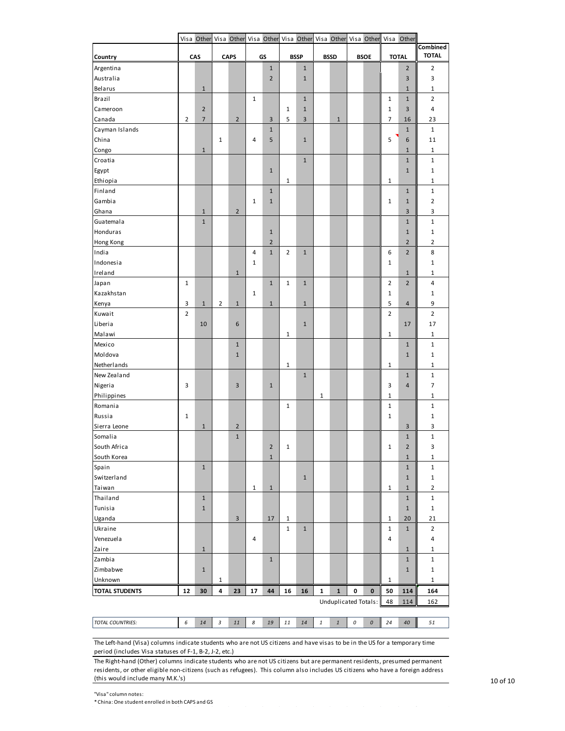| Country | CAS Visa | CAS Other | CAPS Visa | CAPS Other | GS Visa | GS Other | BSSP Visa | BSSP Other | BSSD Visa | BSSD Other | BSOE Visa | BSOE Other | TOTAL Visa | TOTAL Other | Combined TOTAL |
|---|---|---|---|---|---|---|---|---|---|---|---|---|---|---|---|
| Argentina | | | | | | 1 | | 1 | | | | | | 2 | 2 |
| Australia | | | | | | 2 | | 1 | | | | | | 3 | 3 |
| Belarus | | 1 | | | | | | | | | | | | 1 | 1 |
| Brazil | | | | | 1 | | | 1 | | | | | 1 | 1 | 2 |
| Cameroon | | 2 | | | | | 1 | 1 | | | | | 1 | 3 | 4 |
| Canada | 2 | 7 | | 2 | | 3 | 5 | 3 | | 1 | | | 7 | 16 | 23 |
| Cayman Islands | | | | | | 1 | | | | | | | | 1 | 1 |
| China | | | 1 | | 4 | 5 | | 1 | | | | | 5 | 6 | 11 |
| Congo | | 1 | | | | | | | | | | | | 1 | 1 |
| Croatia | | | | | | | | 1 | | | | | | 1 | 1 |
| Egypt | | | | | | 1 | | | | | | | | 1 | 1 |
| Ethiopia | | | | | | | 1 | | | | | | 1 | | 1 |
| Finland | | | | | | 1 | | | | | | | | 1 | 1 |
| Gambia | | | | | 1 | 1 | | | | | | | 1 | 1 | 2 |
| Ghana | | 1 | | 2 | | | | | | | | | | 3 | 3 |
| Guatemala | | 1 | | | | | | | | | | | | 1 | 1 |
| Honduras | | | | | | 1 | | | | | | | | 1 | 1 |
| Hong Kong | | | | | | 2 | | | | | | | | 2 | 2 |
| India | | | | | 4 | 1 | 2 | 1 | | | | | 6 | 2 | 8 |
| Indonesia | | | | | 1 | | | | | | | | 1 | | 1 |
| Ireland | | | | 1 | | | | | | | | | | 1 | 1 |
| Japan | 1 | | | | | 1 | 1 | 1 | | | | | 2 | 2 | 4 |
| Kazakhstan | | | | | 1 | | | | | | | | 1 | | 1 |
| Kenya | 3 | 1 | 2 | 1 | | 1 | | 1 | | | | | 5 | 4 | 9 |
| Kuwait | 2 | | | | | | | | | | | | 2 | | 2 |
| Liberia | | 10 | | 6 | | | | 1 | | | | | | 17 | 17 |
| Malawi | | | | | | | 1 | | | | | | 1 | | 1 |
| Mexico | | | | 1 | | | | | | | | | | 1 | 1 |
| Moldova | | | | 1 | | | | | | | | | | 1 | 1 |
| Netherlands | | | | | | | 1 | | | | | | 1 | | 1 |
| New Zealand | | | | | | | | 1 | | | | | | 1 | 1 |
| Nigeria | 3 | | | 3 | | 1 | | | | | | | 3 | 4 | 7 |
| Philippines | | | | | | | | | 1 | | | | 1 | | 1 |
| Romania | | | | | | | 1 | | | | | | 1 | | 1 |
| Russia | 1 | | | | | | | | | | | | 1 | | 1 |
| Sierra Leone | | 1 | | 2 | | | | | | | | | | 3 | 3 |
| Somalia | | | | 1 | | | | | | | | | | 1 | 1 |
| South Africa | | | | | | 2 | 1 | | | | | | 1 | 2 | 3 |
| South Korea | | | | | | 1 | | | | | | | | 1 | 1 |
| Spain | | 1 | | | | | | | | | | | | 1 | 1 |
| Switzerland | | | | | | | | 1 | | | | | | 1 | 1 |
| Taiwan | | | | | 1 | 1 | | | | | | | 1 | 1 | 2 |
| Thailand | | 1 | | | | | | | | | | | | 1 | 1 |
| Tunisia | | 1 | | | | | | | | | | | | 1 | 1 |
| Uganda | | | | 3 | | 17 | 1 | | | | | | 1 | 20 | 21 |
| Ukraine | | | | | | | 1 | 1 | | | | | 1 | 1 | 2 |
| Venezuela | | | | | 4 | | | | | | | | 4 | | 4 |
| Zaire | | 1 | | | | | | | | | | | | 1 | 1 |
| Zambia | | | | | | 1 | | | | | | | | 1 | 1 |
| Zimbabwe | | 1 | | | | | | | | | | | | 1 | 1 |
| Unknown | | | 1 | | | | | | | | | | 1 | | 1 |
| **TOTAL STUDENTS** | **12** | **30** | **4** | **23** | **17** | **44** | **16** | **16** | **1** | **1** | **0** | **0** | **50** | **114** | **164** |
| | | | | | | | | | | | | Unduplicated Totals: | 48 | 114 | 162 |
| *TOTAL COUNTRIES:* | *6* | *14* | *3* | *11* | *8* | *19* | *11* | *14* | *1* | *1* | *0* | *0* | *24* | *40* | *51* |

The Left-hand (Visa) columns indicate students who are not US citizens and have visas to be in the US for a temporary time period (includes Visa statuses of F-1, B-2, J-2, etc.)

The Right-hand (Other) columns indicate students who are not US citizens but are permanent residents, presumed permanent residents, or other eligible non-citizens (such as refugees). This column also includes US citizens who have a foreign address (this would include many M.K.'s)

"Visa" column notes:

* China: One student enrolled in both CAPS and GS